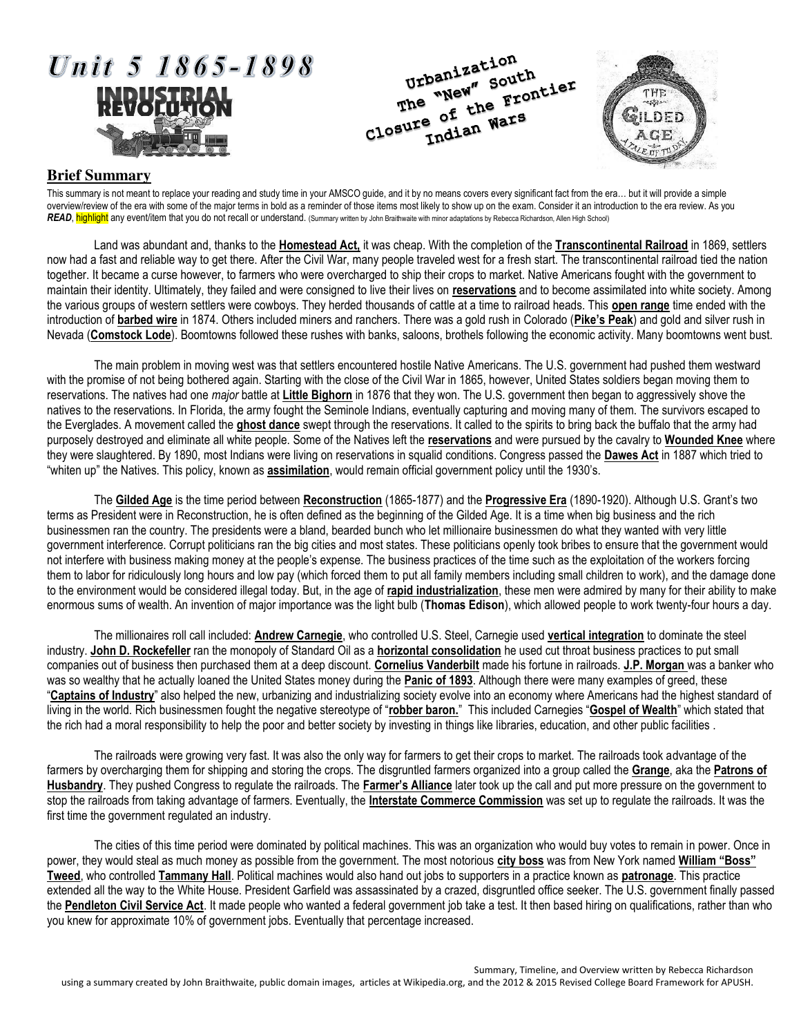# Unit 5 1865-1898

INDUSTRIAL REVOLUTION

Urbanization
The "New" South
Closure of the Frontier
Indian Wars

THE GILDED AGE A TALE OF TODAY

## Brief Summary

This summary is not meant to replace your reading and study time in your AMSCO guide, and it by no means covers every significant fact from the era… but it will provide a simple overview/review of the era with some of the major terms in bold as a reminder of those items most likely to show up on the exam. Consider it an introduction to the era review. As you ***READ***, highlight any event/item that you do not recall or understand. (Summary written by John Braithwaite with minor adaptations by Rebecca Richardson, Allen High School)

Land was abundant and, thanks to the **Homestead Act,** it was cheap. With the completion of the **Transcontinental Railroad** in 1869, settlers now had a fast and reliable way to get there. After the Civil War, many people traveled west for a fresh start. The transcontinental railroad tied the nation together. It became a curse however, to farmers who were overcharged to ship their crops to market. Native Americans fought with the government to maintain their identity. Ultimately, they failed and were consigned to live their lives on **reservations** and to become assimilated into white society. Among the various groups of western settlers were cowboys. They herded thousands of cattle at a time to railroad heads. This **open range** time ended with the introduction of **barbed wire** in 1874. Others included miners and ranchers. There was a gold rush in Colorado (**Pike's Peak**) and gold and silver rush in Nevada (**Comstock Lode**). Boomtowns followed these rushes with banks, saloons, brothels following the economic activity. Many boomtowns went bust.

The main problem in moving west was that settlers encountered hostile Native Americans. The U.S. government had pushed them westward with the promise of not being bothered again. Starting with the close of the Civil War in 1865, however, United States soldiers began moving them to reservations. The natives had one *major* battle at **Little Bighorn** in 1876 that they won. The U.S. government then began to aggressively shove the natives to the reservations. In Florida, the army fought the Seminole Indians, eventually capturing and moving many of them. The survivors escaped to the Everglades. A movement called the **ghost dance** swept through the reservations. It called to the spirits to bring back the buffalo that the army had purposely destroyed and eliminate all white people. Some of the Natives left the **reservations** and were pursued by the cavalry to **Wounded Knee** where they were slaughtered. By 1890, most Indians were living on reservations in squalid conditions. Congress passed the **Dawes Act** in 1887 which tried to "whiten up" the Natives. This policy, known as **assimilation**, would remain official government policy until the 1930's.

The **Gilded Age** is the time period between **Reconstruction** (1865-1877) and the **Progressive Era** (1890-1920). Although U.S. Grant's two terms as President were in Reconstruction, he is often defined as the beginning of the Gilded Age. It is a time when big business and the rich businessmen ran the country. The presidents were a bland, bearded bunch who let millionaire businessmen do what they wanted with very little government interference. Corrupt politicians ran the big cities and most states. These politicians openly took bribes to ensure that the government would not interfere with business making money at the people's expense. The business practices of the time such as the exploitation of the workers forcing them to labor for ridiculously long hours and low pay (which forced them to put all family members including small children to work), and the damage done to the environment would be considered illegal today. But, in the age of **rapid industrialization**, these men were admired by many for their ability to make enormous sums of wealth. An invention of major importance was the light bulb (**Thomas Edison**), which allowed people to work twenty-four hours a day.

The millionaires roll call included: **Andrew Carnegie**, who controlled U.S. Steel, Carnegie used **vertical integration** to dominate the steel industry. **John D. Rockefeller** ran the monopoly of Standard Oil as a **horizontal consolidation** he used cut throat business practices to put small companies out of business then purchased them at a deep discount. **Cornelius Vanderbilt** made his fortune in railroads. **J.P. Morgan** was a banker who was so wealthy that he actually loaned the United States money during the **Panic of 1893**. Although there were many examples of greed, these "**Captains of Industry**" also helped the new, urbanizing and industrializing society evolve into an economy where Americans had the highest standard of living in the world. Rich businessmen fought the negative stereotype of "**robber baron.**" This included Carnegies "**Gospel of Wealth**" which stated that the rich had a moral responsibility to help the poor and better society by investing in things like libraries, education, and other public facilities .

The railroads were growing very fast. It was also the only way for farmers to get their crops to market. The railroads took advantage of the farmers by overcharging them for shipping and storing the crops. The disgruntled farmers organized into a group called the **Grange**, aka the **Patrons of Husbandry**. They pushed Congress to regulate the railroads. The **Farmer's Alliance** later took up the call and put more pressure on the government to stop the railroads from taking advantage of farmers. Eventually, the **Interstate Commerce Commission** was set up to regulate the railroads. It was the first time the government regulated an industry.

The cities of this time period were dominated by political machines. This was an organization who would buy votes to remain in power. Once in power, they would steal as much money as possible from the government. The most notorious **city boss** was from New York named **William "Boss" Tweed**, who controlled **Tammany Hall**. Political machines would also hand out jobs to supporters in a practice known as **patronage**. This practice extended all the way to the White House. President Garfield was assassinated by a crazed, disgruntled office seeker. The U.S. government finally passed the **Pendleton Civil Service Act**. It made people who wanted a federal government job take a test. It then based hiring on qualifications, rather than who you knew for approximate 10% of government jobs. Eventually that percentage increased.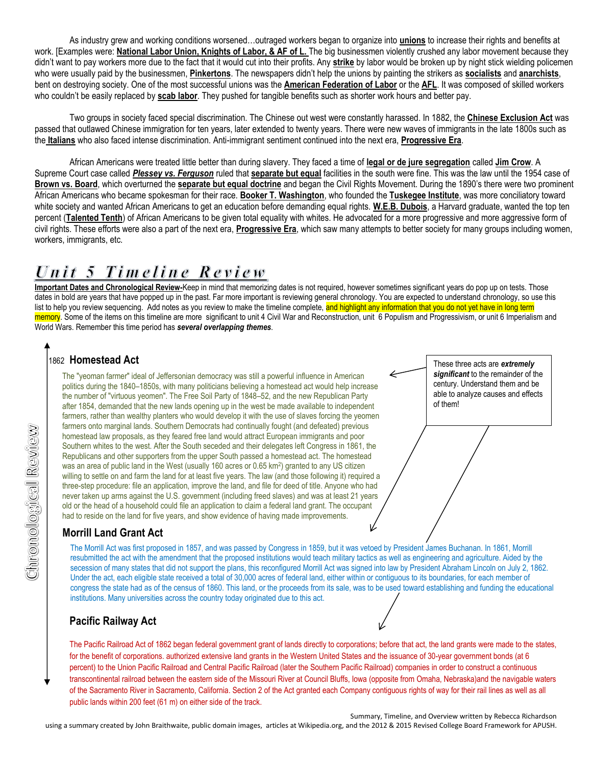As industry grew and working conditions worsened…outraged workers began to organize into **unions** to increase their rights and benefits at work. [Examples were: **National Labor Union, Knights of Labor, & AF of L.** The big businessmen violently crushed any labor movement because they didn't want to pay workers more due to the fact that it would cut into their profits. Any **strike** by labor would be broken up by night stick wielding policemen who were usually paid by the businessmen, **Pinkertons**. The newspapers didn't help the unions by painting the strikers as **socialists** and **anarchists**, bent on destroying society. One of the most successful unions was the **American Federation of Labor** or the **AFL**. It was composed of skilled workers who couldn't be easily replaced by **scab labor**. They pushed for tangible benefits such as shorter work hours and better pay.

Two groups in society faced special discrimination. The Chinese out west were constantly harassed. In 1882, the **Chinese Exclusion Act** was passed that outlawed Chinese immigration for ten years, later extended to twenty years. There were new waves of immigrants in the late 1800s such as the **Italians** who also faced intense discrimination. Anti-immigrant sentiment continued into the next era, **Progressive Era**.

African Americans were treated little better than during slavery. They faced a time of **legal or de jure segregation** called **Jim Crow**. A Supreme Court case called ***Plessey vs. Ferguson*** ruled that **separate but equal** facilities in the south were fine. This was the law until the 1954 case of **Brown vs. Board**, which overturned the **separate but equal doctrine** and began the Civil Rights Movement. During the 1890's there were two prominent African Americans who became spokesman for their race. **Booker T. Washington**, who founded the **Tuskegee Institute**, was more conciliatory toward white society and wanted African Americans to get an education before demanding equal rights. **W.E.B. Dubois**, a Harvard graduate, wanted the top ten percent (**Talented Tenth**) of African Americans to be given total equality with whites. He advocated for a more progressive and more aggressive form of civil rights. These efforts were also a part of the next era, **Progressive Era**, which saw many attempts to better society for many groups including women, workers, immigrants, etc.

# Unit 5 Timeline Review

**Important Dates and Chronological Review-**Keep in mind that memorizing dates is not required, however sometimes significant years do pop up on tests. Those dates in bold are years that have popped up in the past. Far more important is reviewing general chronology. You are expected to understand chronology, so use this list to help you review sequencing. Add notes as you review to make the timeline complete, and highlight any information that you do not yet have in long term memory. Some of the items on this timeline are more significant to unit 4 Civil War and Reconstruction, unit 6 Populism and Progressivism, or unit 6 Imperialism and World Wars. Remember this time period has ***several overlapping themes***.

*Chronological Review*

These three acts are ***extremely significant*** to the remainder of the century. Understand them and be able to analyze causes and effects of them!

## 1862 Homestead Act

The "yeoman farmer" ideal of Jeffersonian democracy was still a powerful influence in American politics during the 1840–1850s, with many politicians believing a homestead act would help increase the number of "virtuous yeomen". The Free Soil Party of 1848–52, and the new Republican Party after 1854, demanded that the new lands opening up in the west be made available to independent farmers, rather than wealthy planters who would develop it with the use of slaves forcing the yeomen farmers onto marginal lands. Southern Democrats had continually fought (and defeated) previous homestead law proposals, as they feared free land would attract European immigrants and poor Southern whites to the west. After the South seceded and their delegates left Congress in 1861, the Republicans and other supporters from the upper South passed a homestead act. The homestead was an area of public land in the West (usually 160 acres or 0.65 $km^2$) granted to any US citizen willing to settle on and farm the land for at least five years. The law (and those following it) required a three-step procedure: file an application, improve the land, and file for deed of title. Anyone who had never taken up arms against the U.S. government (including freed slaves) and was at least 21 years old or the head of a household could file an application to claim a federal land grant. The occupant had to reside on the land for five years, and show evidence of having made improvements.

## Morrill Land Grant Act

The Morrill Act was first proposed in 1857, and was passed by Congress in 1859, but it was vetoed by President James Buchanan. In 1861, Morrill resubmitted the act with the amendment that the proposed institutions would teach military tactics as well as engineering and agriculture. Aided by the secession of many states that did not support the plans, this reconfigured Morrill Act was signed into law by President Abraham Lincoln on July 2, 1862. Under the act, each eligible state received a total of 30,000 acres of federal land, either within or contiguous to its boundaries, for each member of congress the state had as of the census of 1860. This land, or the proceeds from its sale, was to be used toward establishing and funding the educational institutions. Many universities across the country today originated due to this act.

## Pacific Railway Act

The Pacific Railroad Act of 1862 began federal government grant of lands directly to corporations; before that act, the land grants were made to the states, for the benefit of corporations. authorized extensive land grants in the Western United States and the issuance of 30-year government bonds (at 6 percent) to the Union Pacific Railroad and Central Pacific Railroad (later the Southern Pacific Railroad) companies in order to construct a continuous transcontinental railroad between the eastern side of the Missouri River at Council Bluffs, Iowa (opposite from Omaha, Nebraska)and the navigable waters of the Sacramento River in Sacramento, California. Section 2 of the Act granted each Company contiguous rights of way for their rail lines as well as all public lands within 200 feet (61 m) on either side of the track.

Summary, Timeline, and Overview written by Rebecca Richardson using a summary created by John Braithwaite, public domain images, articles at Wikipedia.org, and the 2012 & 2015 Revised College Board Framework for APUSH.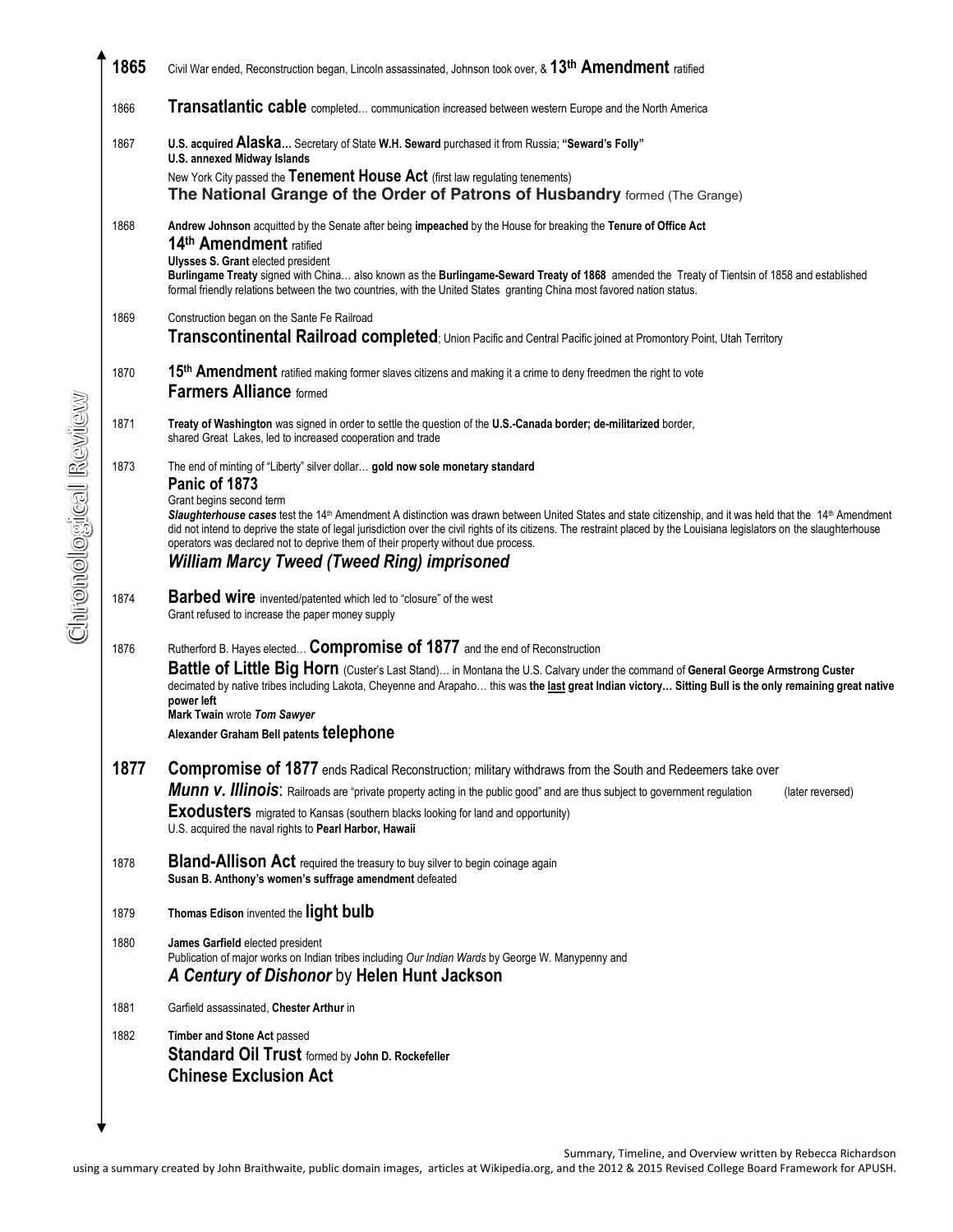**Chronological Review**

**1865** Civil War ended, Reconstruction began, Lincoln assassinated, Johnson took over, & **13th Amendment** ratified

1866 **Transatlantic cable** completed… communication increased between western Europe and the North America

1867 **U.S. acquired Alaska…** Secretary of State **W.H. Seward** purchased it from Russia; **"Seward's Folly"**
**U.S. annexed Midway Islands**
New York City passed the **Tenement House Act** (first law regulating tenements)
**The National Grange of the Order of Patrons of Husbandry** formed (The Grange)

1868 **Andrew Johnson** acquitted by the Senate after being **impeached** by the House for breaking the **Tenure of Office Act**
**14th Amendment** ratified
**Ulysses S. Grant** elected president
**Burlingame Treaty** signed with China… also known as the **Burlingame-Seward Treaty of 1868** amended the Treaty of Tientsin of 1858 and established formal friendly relations between the two countries, with the United States granting China most favored nation status.

1869 Construction began on the Sante Fe Railroad
**Transcontinental Railroad completed**; Union Pacific and Central Pacific joined at Promontory Point, Utah Territory

1870 **15th Amendment** ratified making former slaves citizens and making it a crime to deny freedmen the right to vote
**Farmers Alliance** formed

1871 **Treaty of Washington** was signed in order to settle the question of the **U.S.-Canada border; de-militarized** border, shared Great Lakes, led to increased cooperation and trade

1873 The end of minting of "Liberty" silver dollar… **gold now sole monetary standard**
**Panic of 1873**
Grant begins second term
***Slaughterhouse cases*** test the 14th Amendment A distinction was drawn between United States and state citizenship, and it was held that the 14th Amendment did not intend to deprive the state of legal jurisdiction over the civil rights of its citizens. The restraint placed by the Louisiana legislators on the slaughterhouse operators was declared not to deprive them of their property without due process.
***William Marcy Tweed (Tweed Ring) imprisoned***

1874 **Barbed wire** invented/patented which led to "closure" of the west
Grant refused to increase the paper money supply

1876 Rutherford B. Hayes elected… **Compromise of 1877** and the end of Reconstruction
**Battle of Little Big Horn** (Custer's Last Stand)… in Montana the U.S. Calvary under the command of **General George Armstrong Custer** decimated by native tribes including Lakota, Cheyenne and Arapaho… this was **the last great Indian victory… Sitting Bull is the only remaining great native power left**
**Mark Twain** wrote ***Tom Sawyer***
**Alexander Graham Bell patents telephone**

**1877** **Compromise of 1877** ends Radical Reconstruction; military withdraws from the South and Redeemers take over
***Munn v. Illinois***: Railroads are "private property acting in the public good" and are thus subject to government regulation (later reversed)
**Exodusters** migrated to Kansas (southern blacks looking for land and opportunity)
U.S. acquired the naval rights to **Pearl Harbor, Hawaii**

1878 **Bland-Allison Act** required the treasury to buy silver to begin coinage again
**Susan B. Anthony's women's suffrage amendment** defeated

1879 **Thomas Edison** invented the **light bulb**

1880 **James Garfield** elected president
Publication of major works on Indian tribes including *Our Indian Wards* by George W. Manypenny and
***A Century of Dishonor*** by **Helen Hunt Jackson**

1881 Garfield assassinated, **Chester Arthur** in

1882 **Timber and Stone Act** passed
**Standard Oil Trust** formed by **John D. Rockefeller**
**Chinese Exclusion Act**

Summary, Timeline, and Overview written by Rebecca Richardson using a summary created by John Braithwaite, public domain images, articles at Wikipedia.org, and the 2012 & 2015 Revised College Board Framework for APUSH.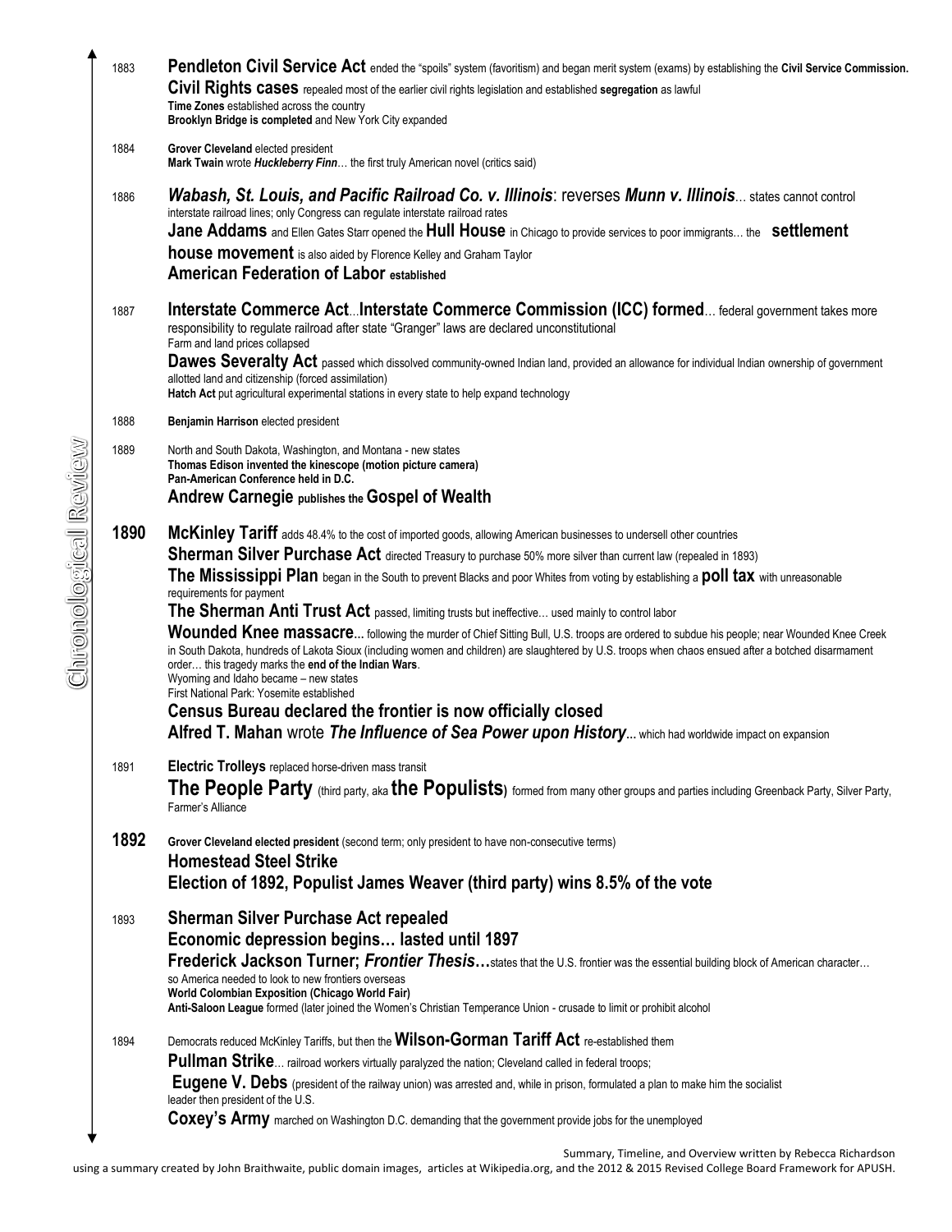**1883**

**Pendleton Civil Service Act** ended the "spoils" system (favoritism) and began merit system (exams) by establishing the **Civil Service Commission.**

**Civil Rights cases** repealed most of the earlier civil rights legislation and established **segregation** as lawful

**Time Zones** established across the country

**Brooklyn Bridge is completed** and New York City expanded

**1884**

**Grover Cleveland** elected president

**Mark Twain** wrote ***Huckleberry Finn***… the first truly American novel (critics said)

**1886**

***Wabash, St. Louis, and Pacific Railroad Co. v. Illinois***: reverses ***Munn v. Illinois***… states cannot control interstate railroad lines; only Congress can regulate interstate railroad rates

**Jane Addams** and Ellen Gates Starr opened the **Hull House** in Chicago to provide services to poor immigrants… the **settlement house movement** is also aided by Florence Kelley and Graham Taylor

**American Federation of Labor established**

**1887**

**Interstate Commerce Act**…**Interstate Commerce Commission (ICC) formed**… federal government takes more responsibility to regulate railroad after state "Granger" laws are declared unconstitutional

Farm and land prices collapsed

**Dawes Severalty Act** passed which dissolved community-owned Indian land, provided an allowance for individual Indian ownership of government allotted land and citizenship (forced assimilation)

**Hatch Act** put agricultural experimental stations in every state to help expand technology

**1888**

**Benjamin Harrison** elected president

**1889**

North and South Dakota, Washington, and Montana - new states

**Thomas Edison invented the kinescope (motion picture camera)**

**Pan-American Conference held in D.C.**

**Andrew Carnegie publishes the Gospel of Wealth**

**1890**

**McKinley Tariff** adds 48.4% to the cost of imported goods, allowing American businesses to undersell other countries

**Sherman Silver Purchase Act** directed Treasury to purchase 50% more silver than current law (repealed in 1893)

**The Mississippi Plan** began in the South to prevent Blacks and poor Whites from voting by establishing a **poll tax** with unreasonable requirements for payment

**The Sherman Anti Trust Act** passed, limiting trusts but ineffective… used mainly to control labor

**Wounded Knee massacre**… following the murder of Chief Sitting Bull, U.S. troops are ordered to subdue his people; near Wounded Knee Creek in South Dakota, hundreds of Lakota Sioux (including women and children) are slaughtered by U.S. troops when chaos ensued after a botched disarmament order… this tragedy marks the **end of the Indian Wars**.

Wyoming and Idaho became – new states

First National Park: Yosemite established

**Census Bureau declared the frontier is now officially closed**

**Alfred T. Mahan** wrote ***The Influence of Sea Power upon History***… which had worldwide impact on expansion

**1891**

**Electric Trolleys** replaced horse-driven mass transit

**The People Party** (third party, aka **the Populists**) formed from many other groups and parties including Greenback Party, Silver Party, Farmer's Alliance

**1892**

**Grover Cleveland elected president** (second term; only president to have non-consecutive terms)

**Homestead Steel Strike**

**Election of 1892, Populist James Weaver (third party) wins 8.5% of the vote**

**1893**

**Sherman Silver Purchase Act repealed**

**Economic depression begins… lasted until 1897**

**Frederick Jackson Turner; *Frontier Thesis*…**states that the U.S. frontier was the essential building block of American character… so America needed to look to new frontiers overseas

**World Colombian Exposition (Chicago World Fair)**

**Anti-Saloon League** formed (later joined the Women's Christian Temperance Union - crusade to limit or prohibit alcohol

**1894**

Democrats reduced McKinley Tariffs, but then the **Wilson-Gorman Tariff Act** re-established them

**Pullman Strike**… railroad workers virtually paralyzed the nation; Cleveland called in federal troops;

**Eugene V. Debs** (president of the railway union) was arrested and, while in prison, formulated a plan to make him the socialist leader then president of the U.S.

**Coxey's Army** marched on Washington D.C. demanding that the government provide jobs for the unemployed

Summary, Timeline, and Overview written by Rebecca Richardson using a summary created by John Braithwaite, public domain images, articles at Wikipedia.org, and the 2012 & 2015 Revised College Board Framework for APUSH.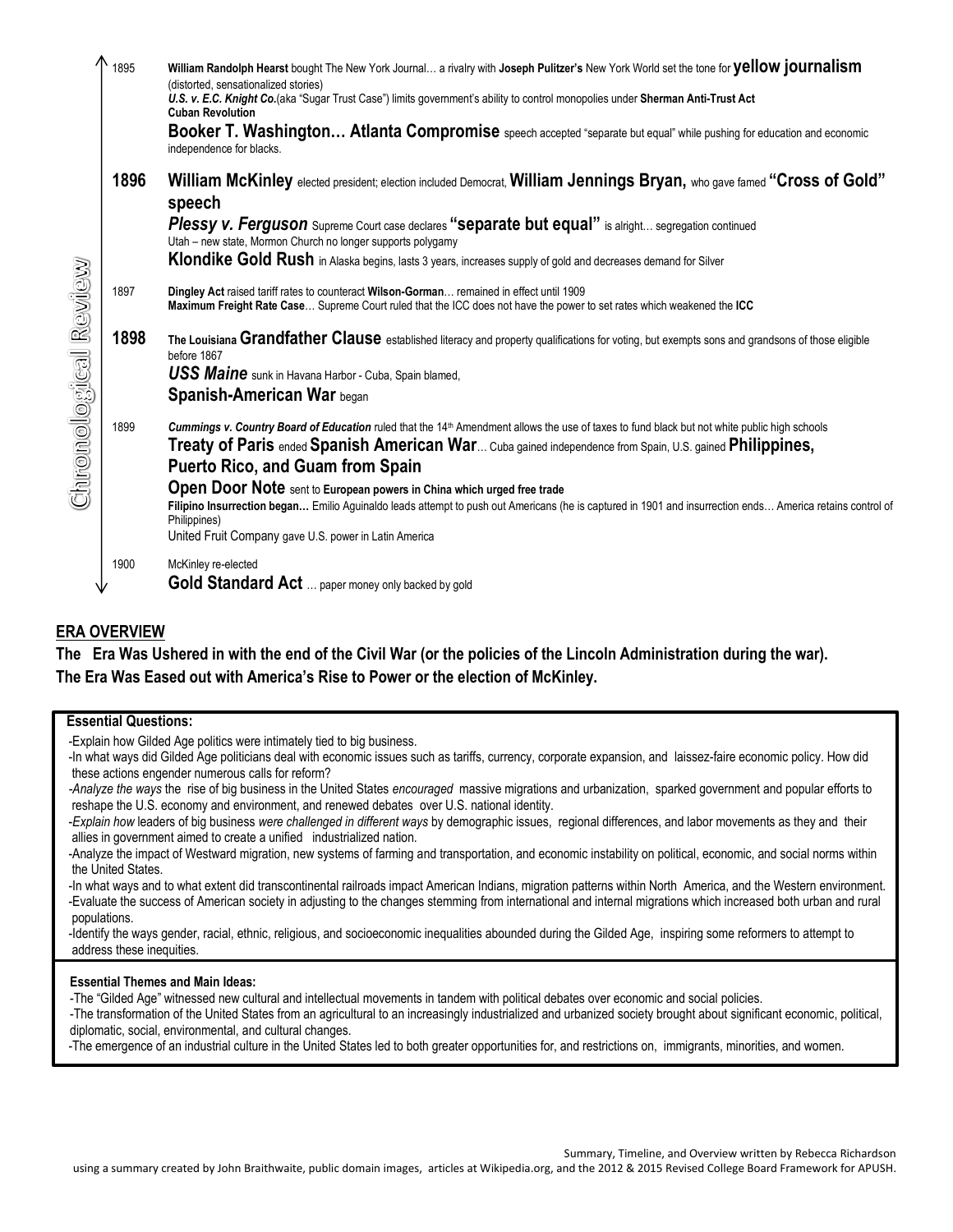**Chronological Review**

**1895** **William Randolph Hearst** bought The New York Journal… a rivalry with **Joseph Pulitzer's** New York World set the tone for **yellow journalism** (distorted, sensationalized stories)

***U.S. v. E.C. Knight Co.***(aka "Sugar Trust Case") limits government's ability to control monopolies under **Sherman Anti-Trust Act**

**Cuban Revolution**

**Booker T. Washington… Atlanta Compromise** speech accepted "separate but equal" while pushing for education and economic independence for blacks.

**1896** **William McKinley** elected president; election included Democrat, **William Jennings Bryan,** who gave famed **"Cross of Gold" speech**

***Plessy v. Ferguson*** Supreme Court case declares **"separate but equal"** is alright… segregation continued

Utah – new state, Mormon Church no longer supports polygamy

**Klondike Gold Rush** in Alaska begins, lasts 3 years, increases supply of gold and decreases demand for Silver

**1897** **Dingley Act** raised tariff rates to counteract **Wilson-Gorman**… remained in effect until 1909

**Maximum Freight Rate Case**… Supreme Court ruled that the ICC does not have the power to set rates which weakened the **ICC**

**1898** **The Louisiana Grandfather Clause** established literacy and property qualifications for voting, but exempts sons and grandsons of those eligible before 1867

***USS Maine*** sunk in Havana Harbor - Cuba, Spain blamed,

**Spanish-American War** began

**1899** ***Cummings v. Country Board of Education*** ruled that the 14th Amendment allows the use of taxes to fund black but not white public high schools

**Treaty of Paris** ended **Spanish American War**… Cuba gained independence from Spain, U.S. gained **Philippines, Puerto Rico, and Guam from Spain**

**Open Door Note** sent to **European powers in China which urged free trade**

**Filipino Insurrection began…** Emilio Aguinaldo leads attempt to push out Americans (he is captured in 1901 and insurrection ends… America retains control of Philippines)

United Fruit Company gave U.S. power in Latin America

**1900** McKinley re-elected

**Gold Standard Act** … paper money only backed by gold

## ERA OVERVIEW

**The Era Was Ushered in with the end of the Civil War (or the policies of the Lincoln Administration during the war).**
**The Era Was Eased out with America's Rise to Power or the election of McKinley.**

**Essential Questions:**

- Explain how Gilded Age politics were intimately tied to big business.
- In what ways did Gilded Age politicians deal with economic issues such as tariffs, currency, corporate expansion, and laissez-faire economic policy. How did these actions engender numerous calls for reform?
- *Analyze the ways* the rise of big business in the United States *encouraged* massive migrations and urbanization, sparked government and popular efforts to reshape the U.S. economy and environment, and renewed debates over U.S. national identity.
- *Explain how* leaders of big business *were challenged in different ways* by demographic issues, regional differences, and labor movements as they and their allies in government aimed to create a unified industrialized nation.
- Analyze the impact of Westward migration, new systems of farming and transportation, and economic instability on political, economic, and social norms within the United States.
- In what ways and to what extent did transcontinental railroads impact American Indians, migration patterns within North America, and the Western environment.
- Evaluate the success of American society in adjusting to the changes stemming from international and internal migrations which increased both urban and rural populations.
- Identify the ways gender, racial, ethnic, religious, and socioeconomic inequalities abounded during the Gilded Age, inspiring some reformers to attempt to address these inequities.

**Essential Themes and Main Ideas:**

- The "Gilded Age" witnessed new cultural and intellectual movements in tandem with political debates over economic and social policies.
- The transformation of the United States from an agricultural to an increasingly industrialized and urbanized society brought about significant economic, political, diplomatic, social, environmental, and cultural changes.
- The emergence of an industrial culture in the United States led to both greater opportunities for, and restrictions on, immigrants, minorities, and women.

Summary, Timeline, and Overview written by Rebecca Richardson using a summary created by John Braithwaite, public domain images, articles at Wikipedia.org, and the 2012 & 2015 Revised College Board Framework for APUSH.